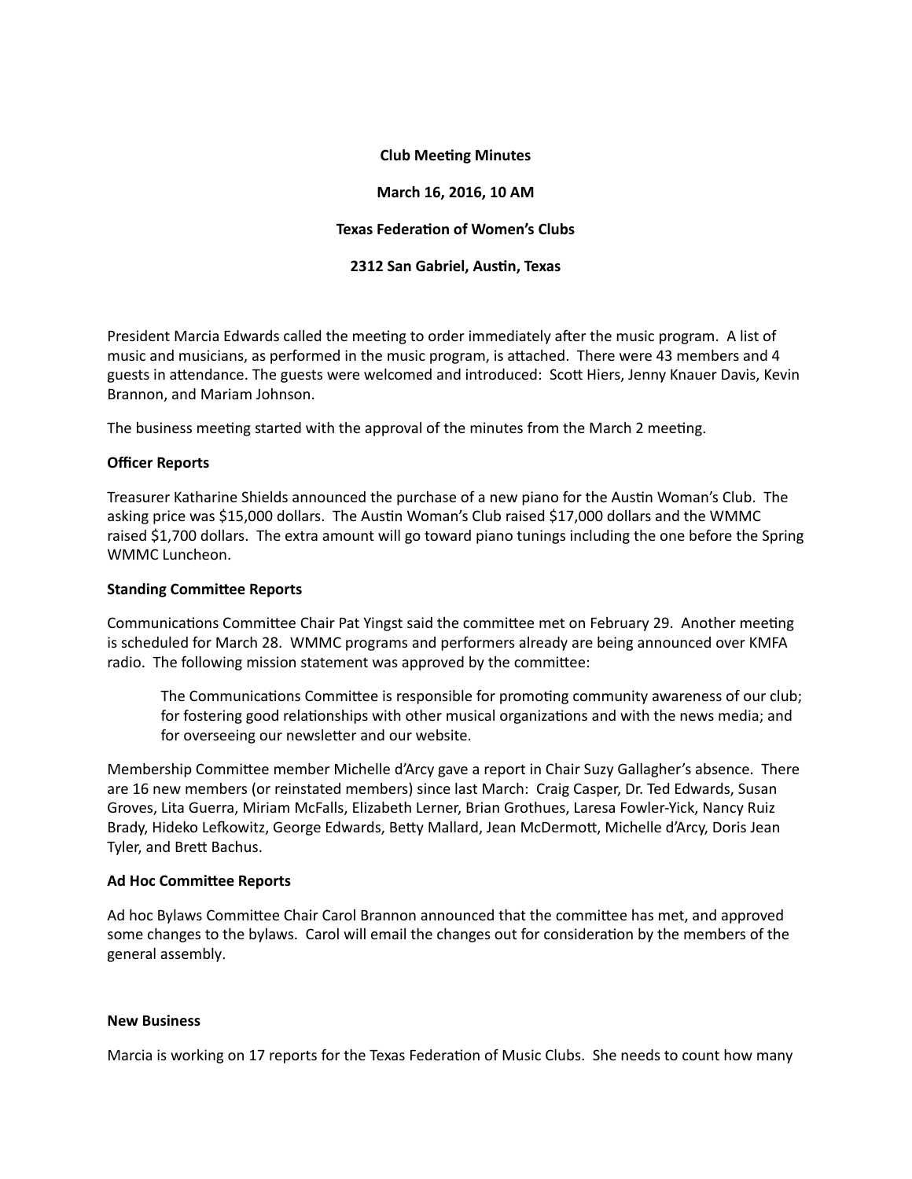**Club Meeting Minutes**

**March 16, 2016, 10 AM**

**Texas Federation of Women's Clubs**

**2312 San Gabriel, Austin, Texas**

President Marcia Edwards called the meeting to order immediately after the music program. A list of music and musicians, as performed in the music program, is attached. There were 43 members and 4 guests in attendance. The guests were welcomed and introduced: Scott Hiers, Jenny Knauer Davis, Kevin Brannon, and Mariam Johnson.

The business meeting started with the approval of the minutes from the March 2 meeting.

**Officer Reports**

Treasurer Katharine Shields announced the purchase of a new piano for the Austin Woman's Club. The asking price was $15,000 dollars. The Austin Woman's Club raised $17,000 dollars and the WMMC raised $1,700 dollars. The extra amount will go toward piano tunings including the one before the Spring WMMC Luncheon.

**Standing Committee Reports**

Communications Committee Chair Pat Yingst said the committee met on February 29. Another meeting is scheduled for March 28. WMMC programs and performers already are being announced over KMFA radio. The following mission statement was approved by the committee:

> The Communications Committee is responsible for promoting community awareness of our club; for fostering good relationships with other musical organizations and with the news media; and for overseeing our newsletter and our website.

Membership Committee member Michelle d'Arcy gave a report in Chair Suzy Gallagher's absence. There are 16 new members (or reinstated members) since last March: Craig Casper, Dr. Ted Edwards, Susan Groves, Lita Guerra, Miriam McFalls, Elizabeth Lerner, Brian Grothues, Laresa Fowler-Yick, Nancy Ruiz Brady, Hideko Lefkowitz, George Edwards, Betty Mallard, Jean McDermott, Michelle d'Arcy, Doris Jean Tyler, and Brett Bachus.

**Ad Hoc Committee Reports**

Ad hoc Bylaws Committee Chair Carol Brannon announced that the committee has met, and approved some changes to the bylaws. Carol will email the changes out for consideration by the members of the general assembly.

**New Business**

Marcia is working on 17 reports for the Texas Federation of Music Clubs. She needs to count how many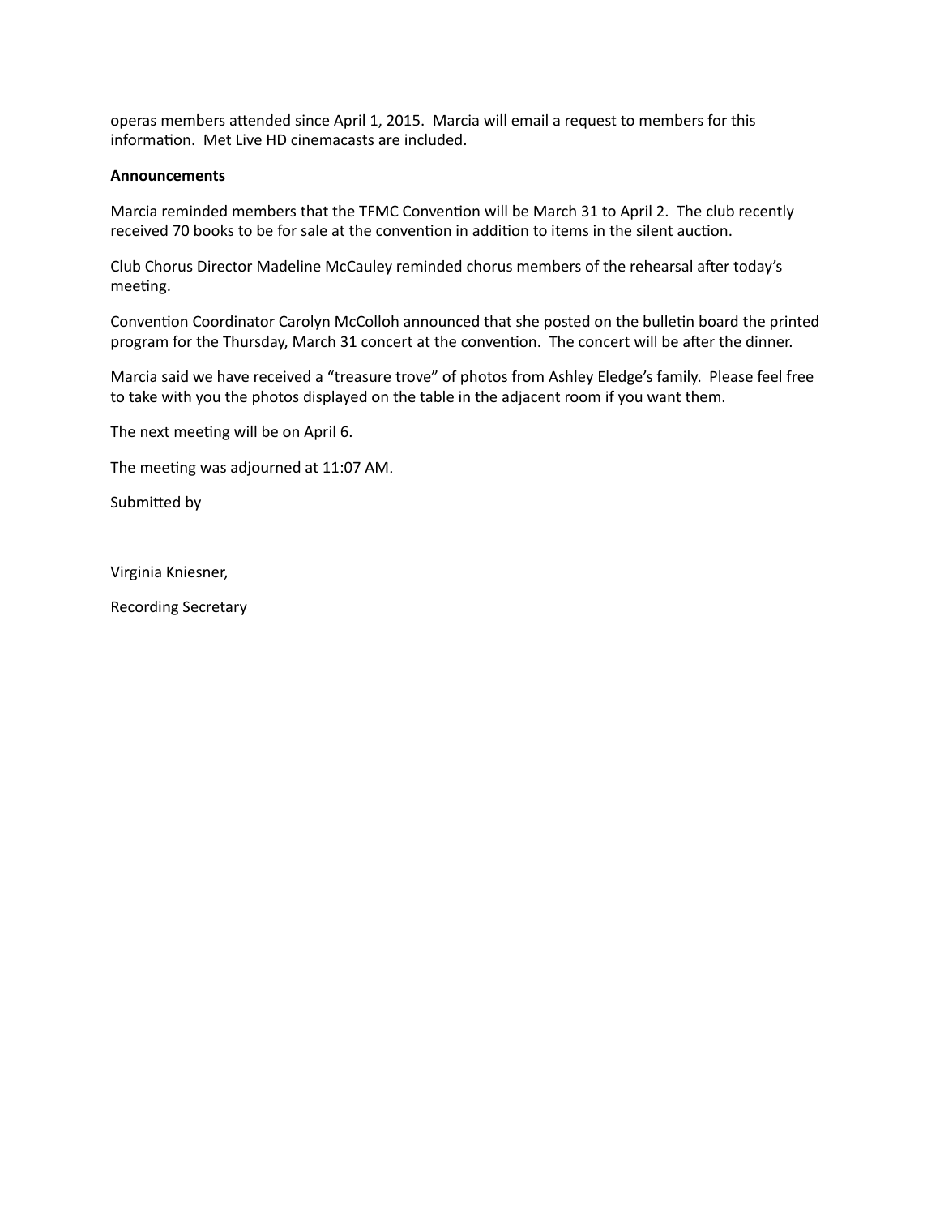operas members attended since April 1, 2015. Marcia will email a request to members for this information. Met Live HD cinemacasts are included.

**Announcements**

Marcia reminded members that the TFMC Convention will be March 31 to April 2. The club recently received 70 books to be for sale at the convention in addition to items in the silent auction.

Club Chorus Director Madeline McCauley reminded chorus members of the rehearsal after today's meeting.

Convention Coordinator Carolyn McColloh announced that she posted on the bulletin board the printed program for the Thursday, March 31 concert at the convention. The concert will be after the dinner.

Marcia said we have received a "treasure trove" of photos from Ashley Eledge's family. Please feel free to take with you the photos displayed on the table in the adjacent room if you want them.

The next meeting will be on April 6.

The meeting was adjourned at 11:07 AM.

Submitted by

Virginia Kniesner,

Recording Secretary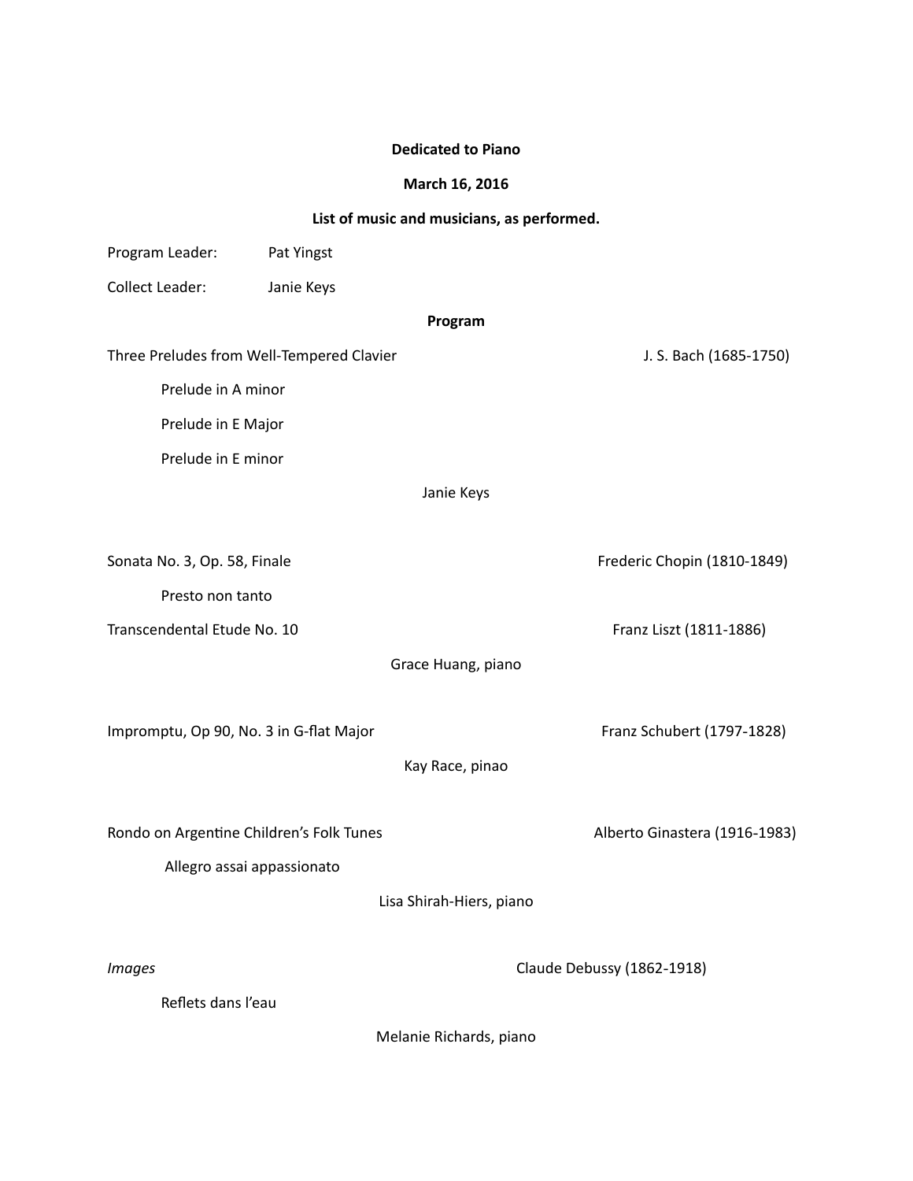**Dedicated to Piano**

**March 16, 2016**

**List of music and musicians, as performed.**

Program Leader: Pat Yingst

Collect Leader: Janie Keys

**Program**

Three Preludes from Well-Tempered Clavier — J. S. Bach (1685-1750)

Prelude in A minor

Prelude in E Major

Prelude in E minor

Janie Keys

Sonata No. 3, Op. 58, Finale — Frederic Chopin (1810-1849)

Presto non tanto

Transcendental Etude No. 10 — Franz Liszt (1811-1886)

Grace Huang, piano

Impromptu, Op 90, No. 3 in G-flat Major — Franz Schubert (1797-1828)

Kay Race, pinao

Rondo on Argentine Children's Folk Tunes — Alberto Ginastera (1916-1983)

Allegro assai appassionato

Lisa Shirah-Hiers, piano

*Images* — Claude Debussy (1862-1918)

Reflets dans l'eau

Melanie Richards, piano